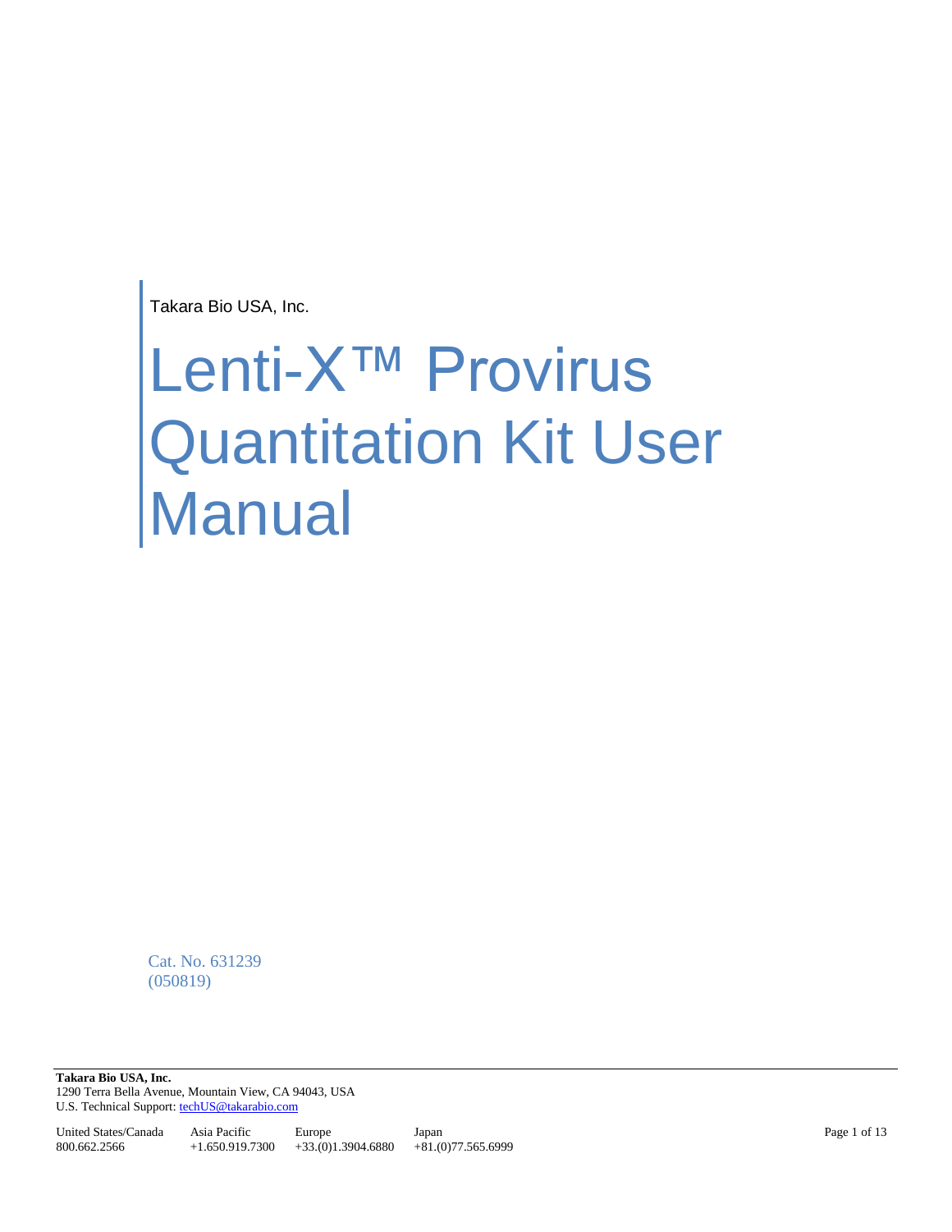Takara Bio USA, Inc.

# Lenti-X™ Provirus Quantitation Kit User Manual

Cat. No. 631239
(050819)

**Takara Bio USA, Inc.**
1290 Terra Bella Avenue, Mountain View, CA 94043, USA
U.S. Technical Support: techUS@takarabio.com

| United States/Canada | Asia Pacific | Europe | Japan |
| --- | --- | --- | --- |
| 800.662.2566 | +1.650.919.7300 | +33.(0)1.3904.6880 | +81.(0)77.565.6999 |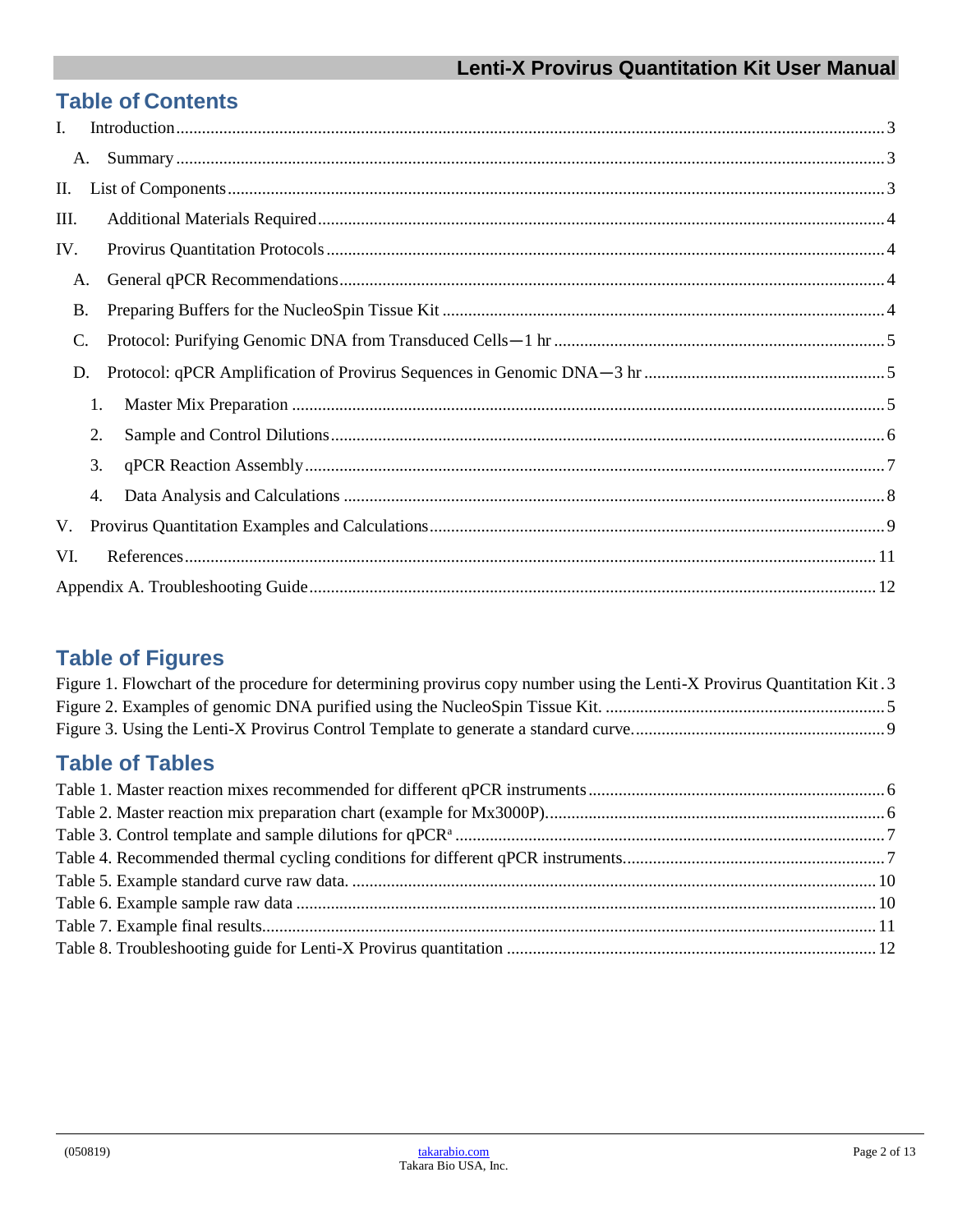## Table of Contents

I. Introduction .......... 3

A. Summary .......... 3

II. List of Components .......... 3

III. Additional Materials Required .......... 4

IV. Provirus Quantitation Protocols .......... 4

A. General qPCR Recommendations .......... 4

B. Preparing Buffers for the NucleoSpin Tissue Kit .......... 4

C. Protocol: Purifying Genomic DNA from Transduced Cells—1 hr .......... 5

D. Protocol: qPCR Amplification of Provirus Sequences in Genomic DNA—3 hr .......... 5

1. Master Mix Preparation .......... 5
2. Sample and Control Dilutions .......... 6
3. qPCR Reaction Assembly .......... 7
4. Data Analysis and Calculations .......... 8

V. Provirus Quantitation Examples and Calculations .......... 9

VI. References .......... 11

Appendix A. Troubleshooting Guide .......... 12

## Table of Figures

Figure 1. Flowchart of the procedure for determining provirus copy number using the Lenti-X Provirus Quantitation Kit . 3

Figure 2. Examples of genomic DNA purified using the NucleoSpin Tissue Kit. .......... 5

Figure 3. Using the Lenti-X Provirus Control Template to generate a standard curve. .......... 9

## Table of Tables

Table 1. Master reaction mixes recommended for different qPCR instruments .......... 6

Table 2. Master reaction mix preparation chart (example for Mx3000P). .......... 6

Table 3. Control template and sample dilutions for qPCR[a] .......... 7

Table 4. Recommended thermal cycling conditions for different qPCR instruments. .......... 7

Table 5. Example standard curve raw data. .......... 10

Table 6. Example sample raw data .......... 10

Table 7. Example final results. .......... 11

Table 8. Troubleshooting guide for Lenti-X Provirus quantitation .......... 12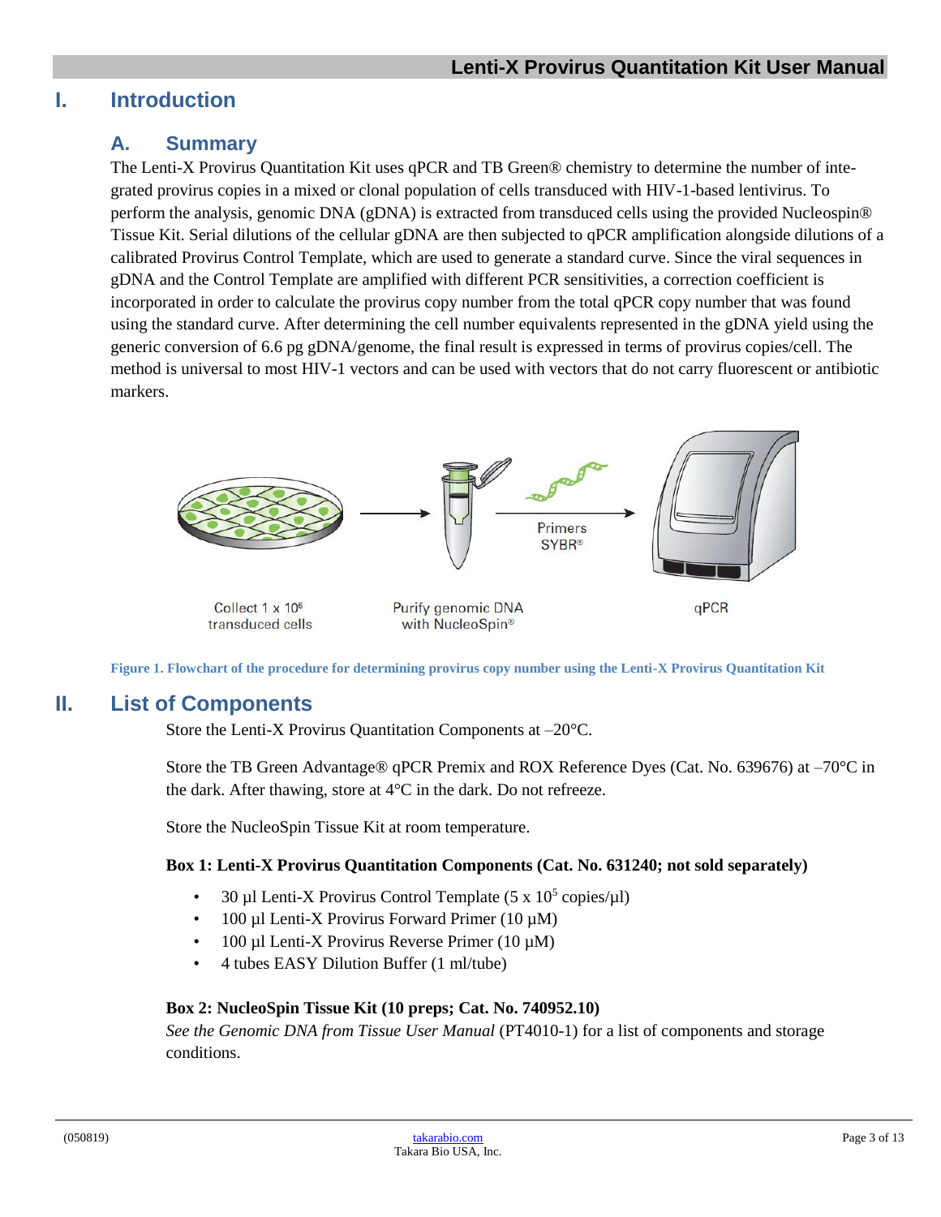# I. Introduction

## A. Summary

The Lenti-X Provirus Quantitation Kit uses qPCR and TB Green® chemistry to determine the number of integrated provirus copies in a mixed or clonal population of cells transduced with HIV-1-based lentivirus. To perform the analysis, genomic DNA (gDNA) is extracted from transduced cells using the provided Nucleospin® Tissue Kit. Serial dilutions of the cellular gDNA are then subjected to qPCR amplification alongside dilutions of a calibrated Provirus Control Template, which are used to generate a standard curve. Since the viral sequences in gDNA and the Control Template are amplified with different PCR sensitivities, a correction coefficient is incorporated in order to calculate the provirus copy number from the total qPCR copy number that was found using the standard curve. After determining the cell number equivalents represented in the gDNA yield using the generic conversion of 6.6 pg gDNA/genome, the final result is expressed in terms of provirus copies/cell. The method is universal to most HIV-1 vectors and can be used with vectors that do not carry fluorescent or antibiotic markers.

Collect 1 x $10^6$ transduced cells → Purify genomic DNA with NucleoSpin® → Primers SYBR® → qPCR

**Figure 1. Flowchart of the procedure for determining provirus copy number using the Lenti-X Provirus Quantitation Kit**

# II. List of Components

Store the Lenti-X Provirus Quantitation Components at –20°C.

Store the TB Green Advantage® qPCR Premix and ROX Reference Dyes (Cat. No. 639676) at –70°C in the dark. After thawing, store at 4°C in the dark. Do not refreeze.

Store the NucleoSpin Tissue Kit at room temperature.

**Box 1: Lenti-X Provirus Quantitation Components (Cat. No. 631240; not sold separately)**

- 30 µl Lenti-X Provirus Control Template (5 x $10^5$ copies/µl)
- 100 µl Lenti-X Provirus Forward Primer (10 µM)
- 100 µl Lenti-X Provirus Reverse Primer (10 µM)
- 4 tubes EASY Dilution Buffer (1 ml/tube)

**Box 2: NucleoSpin Tissue Kit (10 preps; Cat. No. 740952.10)**

*See the Genomic DNA from Tissue User Manual* (PT4010-1) for a list of components and storage conditions.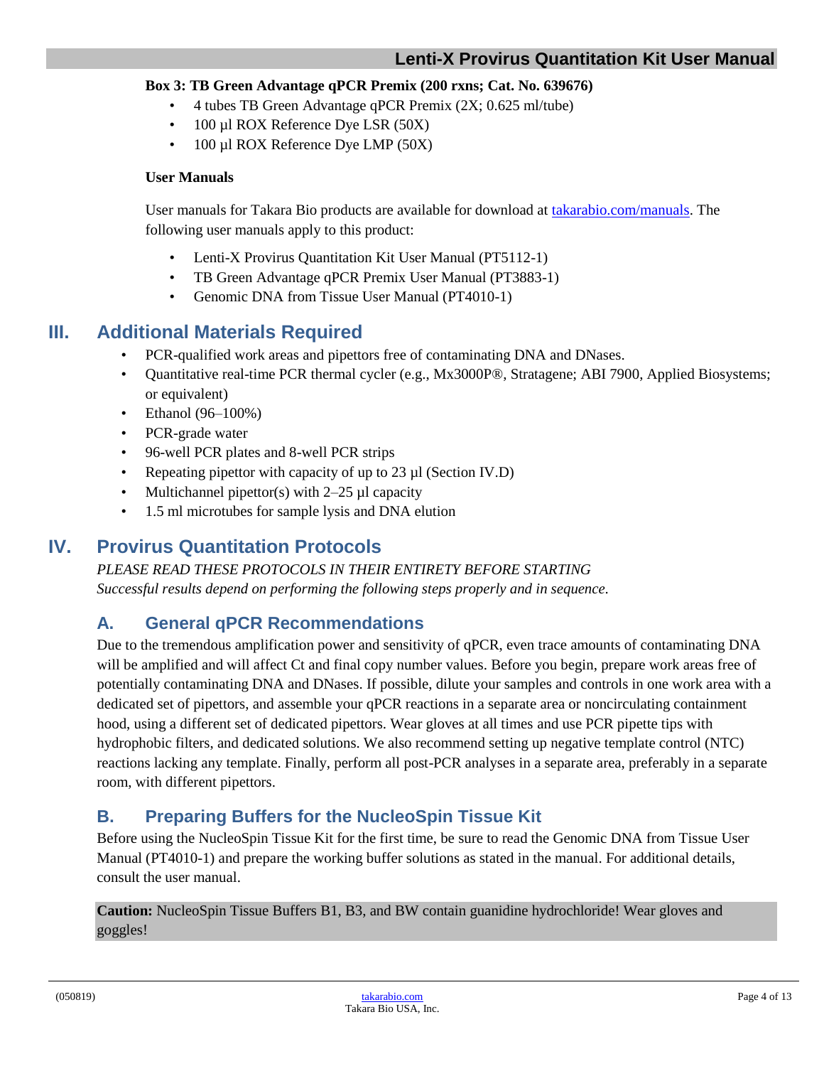**Box 3: TB Green Advantage qPCR Premix (200 rxns; Cat. No. 639676)**

- 4 tubes TB Green Advantage qPCR Premix (2X; 0.625 ml/tube)
- 100 µl ROX Reference Dye LSR (50X)
- 100 µl ROX Reference Dye LMP (50X)

**User Manuals**

User manuals for Takara Bio products are available for download at takarabio.com/manuals. The following user manuals apply to this product:

- Lenti-X Provirus Quantitation Kit User Manual (PT5112-1)
- TB Green Advantage qPCR Premix User Manual (PT3883-1)
- Genomic DNA from Tissue User Manual (PT4010-1)

# III. Additional Materials Required

- PCR-qualified work areas and pipettors free of contaminating DNA and DNases.
- Quantitative real-time PCR thermal cycler (e.g., Mx3000P®, Stratagene; ABI 7900, Applied Biosystems; or equivalent)
- Ethanol (96–100%)
- PCR-grade water
- 96-well PCR plates and 8-well PCR strips
- Repeating pipettor with capacity of up to 23 µl (Section IV.D)
- Multichannel pipettor(s) with 2–25 µl capacity
- 1.5 ml microtubes for sample lysis and DNA elution

# IV. Provirus Quantitation Protocols

*PLEASE READ THESE PROTOCOLS IN THEIR ENTIRETY BEFORE STARTING*
*Successful results depend on performing the following steps properly and in sequence.*

## A. General qPCR Recommendations

Due to the tremendous amplification power and sensitivity of qPCR, even trace amounts of contaminating DNA will be amplified and will affect Ct and final copy number values. Before you begin, prepare work areas free of potentially contaminating DNA and DNases. If possible, dilute your samples and controls in one work area with a dedicated set of pipettors, and assemble your qPCR reactions in a separate area or noncirculating containment hood, using a different set of dedicated pipettors. Wear gloves at all times and use PCR pipette tips with hydrophobic filters, and dedicated solutions. We also recommend setting up negative template control (NTC) reactions lacking any template. Finally, perform all post-PCR analyses in a separate area, preferably in a separate room, with different pipettors.

## B. Preparing Buffers for the NucleoSpin Tissue Kit

Before using the NucleoSpin Tissue Kit for the first time, be sure to read the Genomic DNA from Tissue User Manual (PT4010-1) and prepare the working buffer solutions as stated in the manual. For additional details, consult the user manual.

**Caution:** NucleoSpin Tissue Buffers B1, B3, and BW contain guanidine hydrochloride! Wear gloves and goggles!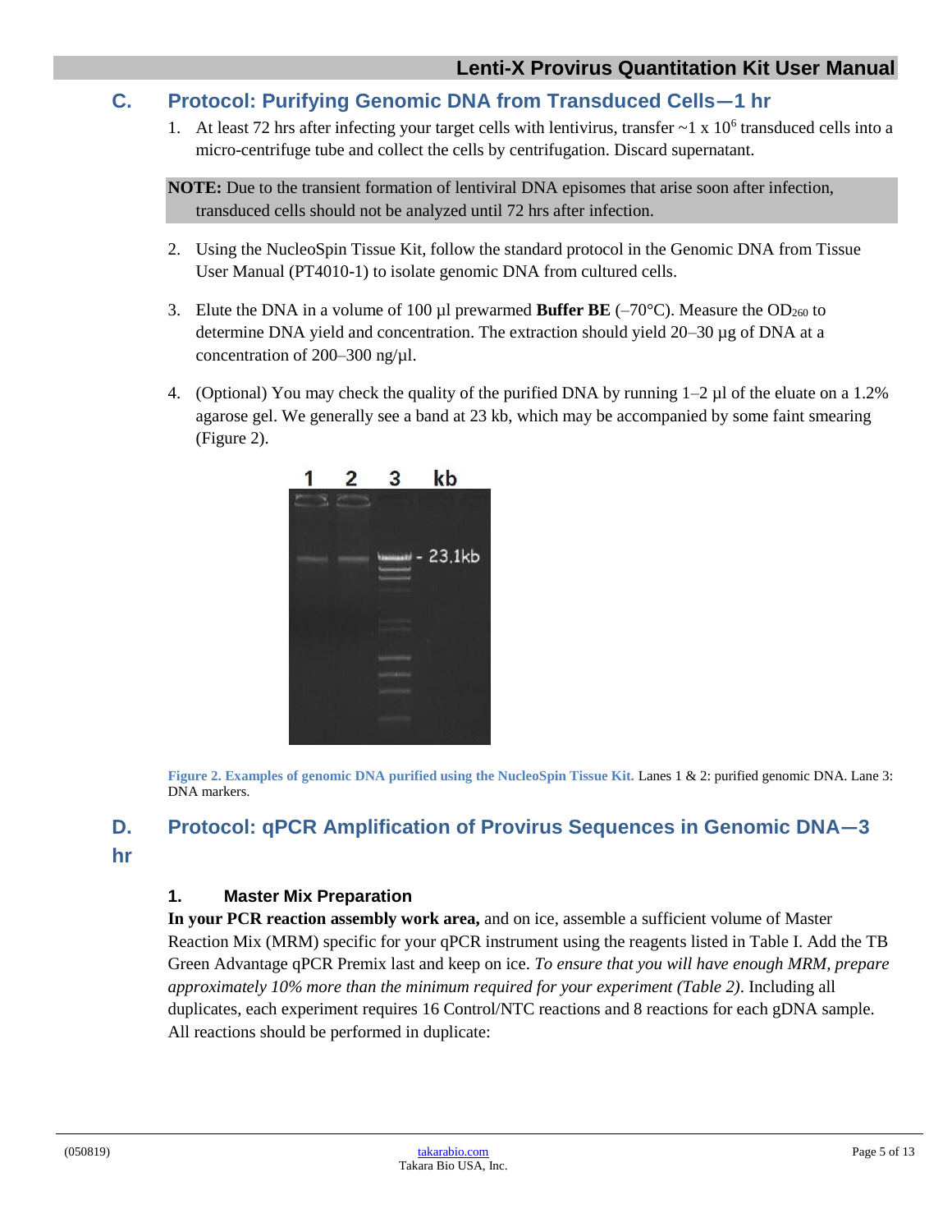## C. Protocol: Purifying Genomic DNA from Transduced Cells—1 hr

1. At least 72 hrs after infecting your target cells with lentivirus, transfer ~1 x $10^6$ transduced cells into a micro-centrifuge tube and collect the cells by centrifugation. Discard supernatant.

**NOTE:** Due to the transient formation of lentiviral DNA episomes that arise soon after infection, transduced cells should not be analyzed until 72 hrs after infection.

2. Using the NucleoSpin Tissue Kit, follow the standard protocol in the Genomic DNA from Tissue User Manual (PT4010-1) to isolate genomic DNA from cultured cells.

3. Elute the DNA in a volume of 100 µl prewarmed **Buffer BE** (–70°C). Measure the $OD_{260}$ to determine DNA yield and concentration. The extraction should yield 20–30 µg of DNA at a concentration of 200–300 ng/µl.

4. (Optional) You may check the quality of the purified DNA by running 1–2 µl of the eluate on a 1.2% agarose gel. We generally see a band at 23 kb, which may be accompanied by some faint smearing (Figure 2).

**Figure 2. Examples of genomic DNA purified using the NucleoSpin Tissue Kit.** Lanes 1 & 2: purified genomic DNA. Lane 3: DNA markers.

## D. Protocol: qPCR Amplification of Provirus Sequences in Genomic DNA—3 hr

### 1. Master Mix Preparation

**In your PCR reaction assembly work area,** and on ice, assemble a sufficient volume of Master Reaction Mix (MRM) specific for your qPCR instrument using the reagents listed in Table I. Add the TB Green Advantage qPCR Premix last and keep on ice. *To ensure that you will have enough MRM, prepare approximately 10% more than the minimum required for your experiment (Table 2)*. Including all duplicates, each experiment requires 16 Control/NTC reactions and 8 reactions for each gDNA sample. All reactions should be performed in duplicate: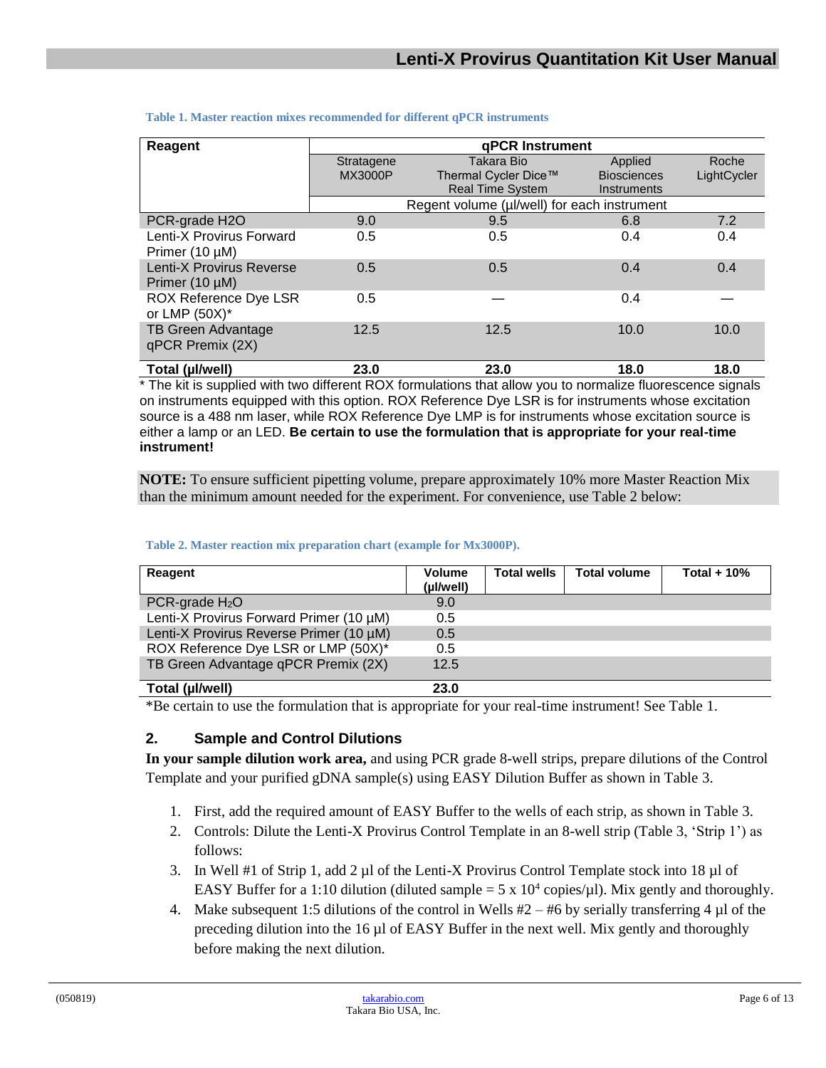**Table 1. Master reaction mixes recommended for different qPCR instruments**

| Reagent | qPCR Instrument | | | |
|---|---|---|---|---|
| | Stratagene MX3000P | Takara Bio Thermal Cycler Dice™ Real Time System | Applied Biosciences Instruments | Roche LightCycler |
| | Regent volume (µl/well) for each instrument | | | |
| PCR-grade H2O | 9.0 | 9.5 | 6.8 | 7.2 |
| Lenti-X Provirus Forward Primer (10 µM) | 0.5 | 0.5 | 0.4 | 0.4 |
| Lenti-X Provirus Reverse Primer (10 µM) | 0.5 | 0.5 | 0.4 | 0.4 |
| ROX Reference Dye LSR or LMP (50X)* | 0.5 | — | 0.4 | — |
| TB Green Advantage qPCR Premix (2X) | 12.5 | 12.5 | 10.0 | 10.0 |
| **Total (µl/well)** | **23.0** | **23.0** | **18.0** | **18.0** |

* The kit is supplied with two different ROX formulations that allow you to normalize fluorescence signals on instruments equipped with this option. ROX Reference Dye LSR is for instruments whose excitation source is a 488 nm laser, while ROX Reference Dye LMP is for instruments whose excitation source is either a lamp or an LED. **Be certain to use the formulation that is appropriate for your real-time instrument!**

**NOTE:** To ensure sufficient pipetting volume, prepare approximately 10% more Master Reaction Mix than the minimum amount needed for the experiment. For convenience, use Table 2 below:

**Table 2. Master reaction mix preparation chart (example for Mx3000P).**

| Reagent | Volume (µl/well) | Total wells | Total volume | Total + 10% |
|---|---|---|---|---|
| PCR-grade $H_2O$ | 9.0 | | | |
| Lenti-X Provirus Forward Primer (10 µM) | 0.5 | | | |
| Lenti-X Provirus Reverse Primer (10 µM) | 0.5 | | | |
| ROX Reference Dye LSR or LMP (50X)* | 0.5 | | | |
| TB Green Advantage qPCR Premix (2X) | 12.5 | | | |
| **Total (µl/well)** | **23.0** | | | |

*Be certain to use the formulation that is appropriate for your real-time instrument! See Table 1.

## 2. Sample and Control Dilutions

**In your sample dilution work area,** and using PCR grade 8-well strips, prepare dilutions of the Control Template and your purified gDNA sample(s) using EASY Dilution Buffer as shown in Table 3.

1. First, add the required amount of EASY Buffer to the wells of each strip, as shown in Table 3.
2. Controls: Dilute the Lenti-X Provirus Control Template in an 8-well strip (Table 3, 'Strip 1') as follows:
3. In Well #1 of Strip 1, add 2 µl of the Lenti-X Provirus Control Template stock into 18 µl of EASY Buffer for a 1:10 dilution (diluted sample = $5 \times 10^4$ copies/µl). Mix gently and thoroughly.
4. Make subsequent 1:5 dilutions of the control in Wells #2 – #6 by serially transferring 4 µl of the preceding dilution into the 16 µl of EASY Buffer in the next well. Mix gently and thoroughly before making the next dilution.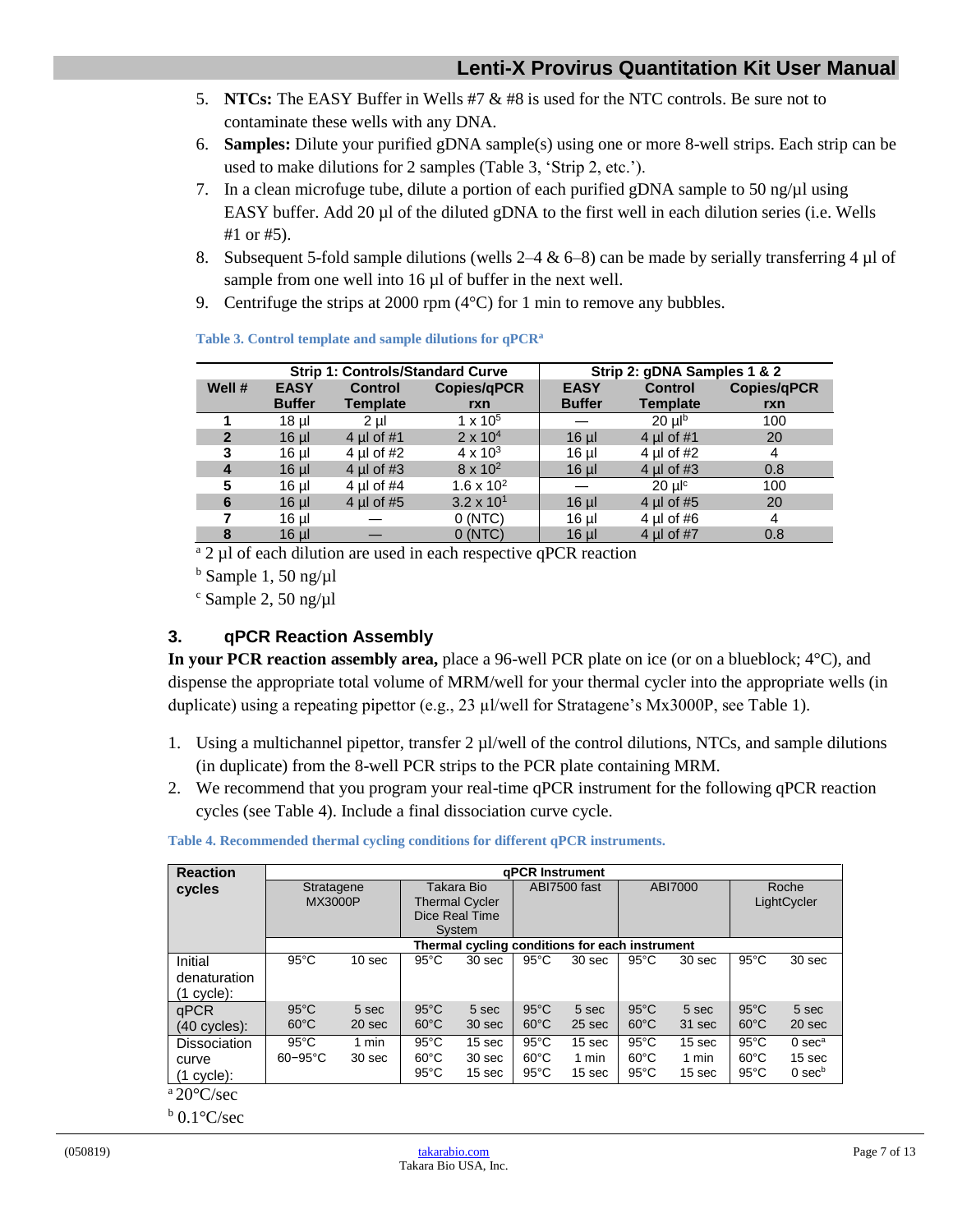5. **NTCs:** The EASY Buffer in Wells #7 & #8 is used for the NTC controls. Be sure not to contaminate these wells with any DNA.
6. **Samples:** Dilute your purified gDNA sample(s) using one or more 8-well strips. Each strip can be used to make dilutions for 2 samples (Table 3, 'Strip 2, etc.').
7. In a clean microfuge tube, dilute a portion of each purified gDNA sample to 50 ng/µl using EASY buffer. Add 20 µl of the diluted gDNA to the first well in each dilution series (i.e. Wells #1 or #5).
8. Subsequent 5-fold sample dilutions (wells 2–4 & 6–8) can be made by serially transferring 4 µl of sample from one well into 16 µl of buffer in the next well.
9. Centrifuge the strips at 2000 rpm (4°C) for 1 min to remove any bubbles.

**Table 3. Control template and sample dilutions for qPCR[a]**

| | Strip 1: Controls/Standard Curve | | | Strip 2: gDNA Samples 1 & 2 | | |
|---|---|---|---|---|---|---|
| **Well #** | **EASY Buffer** | **Control Template** | **Copies/qPCR rxn** | **EASY Buffer** | **Control Template** | **Copies/qPCR rxn** |
| **1** | 18 µl | 2 µl | $1 \times 10^5$ | — | 20 µl[b] | 100 |
| **2** | 16 µl | 4 µl of #1 | $2 \times 10^4$ | 16 µl | 4 µl of #1 | 20 |
| **3** | 16 µl | 4 µl of #2 | $4 \times 10^3$ | 16 µl | 4 µl of #2 | 4 |
| **4** | 16 µl | 4 µl of #3 | $8 \times 10^2$ | 16 µl | 4 µl of #3 | 0.8 |
| **5** | 16 µl | 4 µl of #4 | $1.6 \times 10^2$ | — | 20 µl[c] | 100 |
| **6** | 16 µl | 4 µl of #5 | $3.2 \times 10^1$ | 16 µl | 4 µl of #5 | 20 |
| **7** | 16 µl | — | 0 (NTC) | 16 µl | 4 µl of #6 | 4 |
| **8** | 16 µl | — | 0 (NTC) | 16 µl | 4 µl of #7 | 0.8 |

[a] 2 µl of each dilution are used in each respective qPCR reaction

[b] Sample 1, 50 ng/µl

[c] Sample 2, 50 ng/µl

### 3. qPCR Reaction Assembly

**In your PCR reaction assembly area,** place a 96-well PCR plate on ice (or on a blueblock; 4°C), and dispense the appropriate total volume of MRM/well for your thermal cycler into the appropriate wells (in duplicate) using a repeating pipettor (e.g., 23 µl/well for Stratagene's Mx3000P, see Table 1).

1. Using a multichannel pipettor, transfer 2 µl/well of the control dilutions, NTCs, and sample dilutions (in duplicate) from the 8-well PCR strips to the PCR plate containing MRM.
2. We recommend that you program your real-time qPCR instrument for the following qPCR reaction cycles (see Table 4). Include a final dissociation curve cycle.

**Table 4. Recommended thermal cycling conditions for different qPCR instruments.**

| **Reaction cycles** | **qPCR Instrument** | | | | | | | | | |
|---|---|---|---|---|---|---|---|---|---|---|
| | Stratagene MX3000P | | Takara Bio Thermal Cycler Dice Real Time System | | ABI7500 fast | | ABI7000 | | Roche LightCycler | |
| | **Thermal cycling conditions for each instrument** | | | | | | | | | |
| Initial denaturation (1 cycle): | 95°C | 10 sec | 95°C | 30 sec | 95°C | 30 sec | 95°C | 30 sec | 95°C | 30 sec |
| qPCR (40 cycles): | 95°C<br>60°C | 5 sec<br>20 sec | 95°C<br>60°C | 5 sec<br>30 sec | 95°C<br>60°C | 5 sec<br>25 sec | 95°C<br>60°C | 5 sec<br>31 sec | 95°C<br>60°C | 5 sec<br>20 sec |
| Dissociation curve (1 cycle): | 95°C<br>60−95°C | 1 min<br>30 sec | 95°C<br>60°C<br>95°C | 15 sec<br>30 sec<br>15 sec | 95°C<br>60°C<br>95°C | 15 sec<br>1 min<br>15 sec | 95°C<br>60°C<br>95°C | 15 sec<br>1 min<br>15 sec | 95°C<br>60°C<br>95°C | 0 sec[a]<br>15 sec<br>0 sec[b] |

[a] 20°C/sec

[b] 0.1°C/sec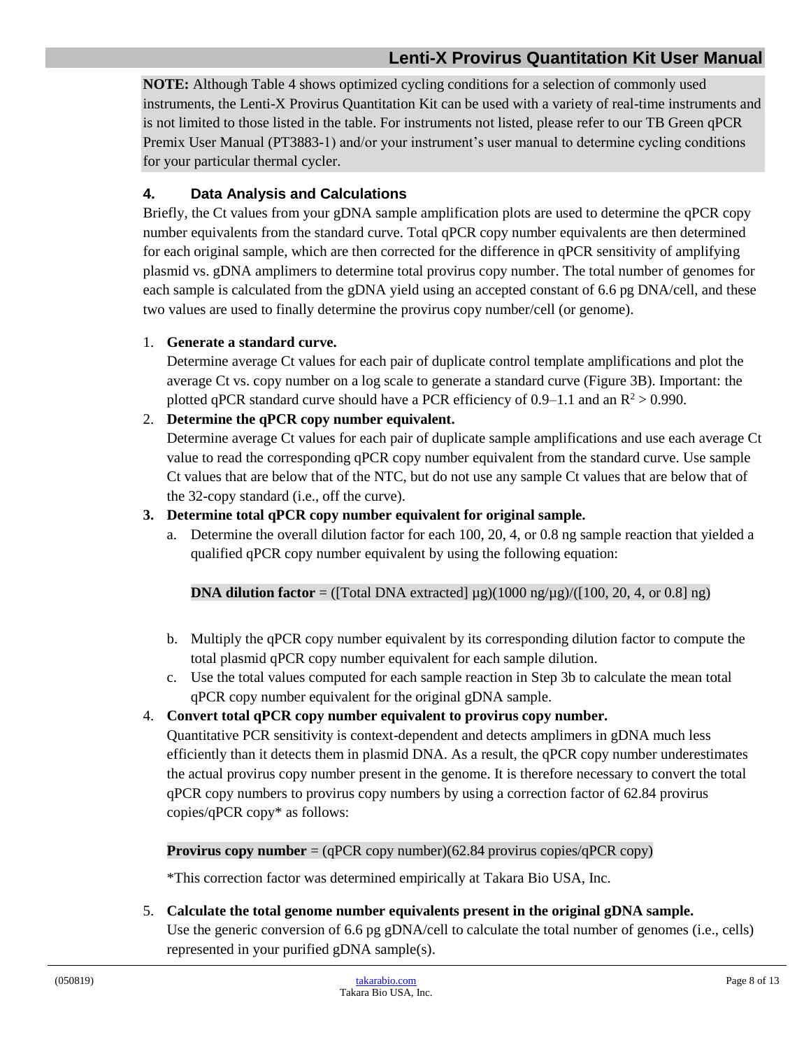**NOTE:** Although Table 4 shows optimized cycling conditions for a selection of commonly used instruments, the Lenti-X Provirus Quantitation Kit can be used with a variety of real-time instruments and is not limited to those listed in the table. For instruments not listed, please refer to our TB Green qPCR Premix User Manual (PT3883-1) and/or your instrument's user manual to determine cycling conditions for your particular thermal cycler.

## 4. Data Analysis and Calculations

Briefly, the Ct values from your gDNA sample amplification plots are used to determine the qPCR copy number equivalents from the standard curve. Total qPCR copy number equivalents are then determined for each original sample, which are then corrected for the difference in qPCR sensitivity of amplifying plasmid vs. gDNA amplimers to determine total provirus copy number. The total number of genomes for each sample is calculated from the gDNA yield using an accepted constant of 6.6 pg DNA/cell, and these two values are used to finally determine the provirus copy number/cell (or genome).

1. **Generate a standard curve.**
   Determine average Ct values for each pair of duplicate control template amplifications and plot the average Ct vs. copy number on a log scale to generate a standard curve (Figure 3B). Important: the plotted qPCR standard curve should have a PCR efficiency of 0.9–1.1 and an $R^2 > 0.990$.
2. **Determine the qPCR copy number equivalent.**
   Determine average Ct values for each pair of duplicate sample amplifications and use each average Ct value to read the corresponding qPCR copy number equivalent from the standard curve. Use sample Ct values that are below that of the NTC, but do not use any sample Ct values that are below that of the 32-copy standard (i.e., off the curve).
3. **Determine total qPCR copy number equivalent for original sample.**
   a. Determine the overall dilution factor for each 100, 20, 4, or 0.8 ng sample reaction that yielded a qualified qPCR copy number equivalent by using the following equation:

      **DNA dilution factor** = ([Total DNA extracted] µg)(1000 ng/µg)/([100, 20, 4, or 0.8] ng)

   b. Multiply the qPCR copy number equivalent by its corresponding dilution factor to compute the total plasmid qPCR copy number equivalent for each sample dilution.
   c. Use the total values computed for each sample reaction in Step 3b to calculate the mean total qPCR copy number equivalent for the original gDNA sample.
4. **Convert total qPCR copy number equivalent to provirus copy number.**
   Quantitative PCR sensitivity is context-dependent and detects amplimers in gDNA much less efficiently than it detects them in plasmid DNA. As a result, the qPCR copy number underestimates the actual provirus copy number present in the genome. It is therefore necessary to convert the total qPCR copy numbers to provirus copy numbers by using a correction factor of 62.84 provirus copies/qPCR copy* as follows:

   **Provirus copy number** = (qPCR copy number)(62.84 provirus copies/qPCR copy)

   *This correction factor was determined empirically at Takara Bio USA, Inc.

5. **Calculate the total genome number equivalents present in the original gDNA sample.**
   Use the generic conversion of 6.6 pg gDNA/cell to calculate the total number of genomes (i.e., cells) represented in your purified gDNA sample(s).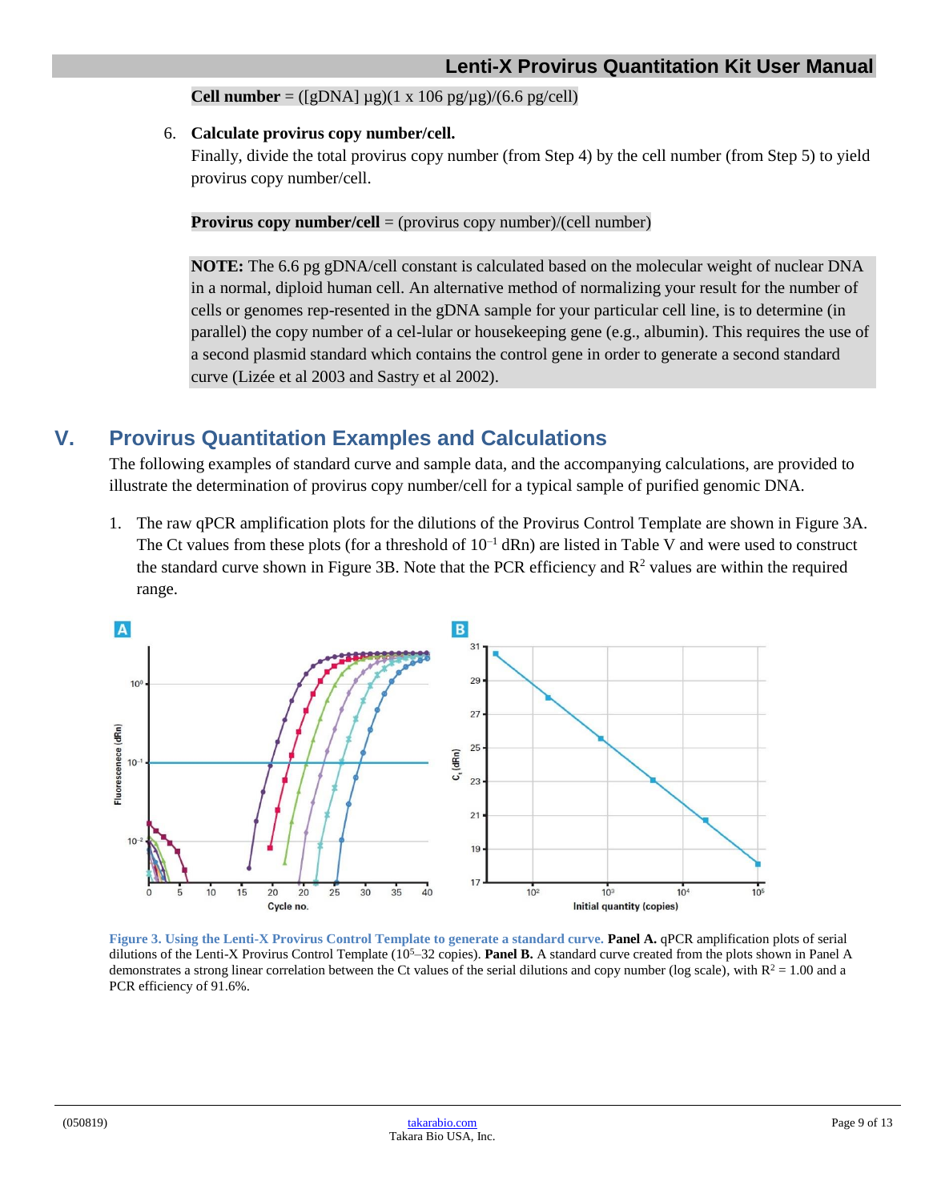**Cell number** = ([gDNA] μg)(1 x 106 pg/μg)/(6.6 pg/cell)

6. **Calculate provirus copy number/cell.**
   Finally, divide the total provirus copy number (from Step 4) by the cell number (from Step 5) to yield provirus copy number/cell.

   **Provirus copy number/cell** = (provirus copy number)/(cell number)

   **NOTE:** The 6.6 pg gDNA/cell constant is calculated based on the molecular weight of nuclear DNA in a normal, diploid human cell. An alternative method of normalizing your result for the number of cells or genomes rep-resented in the gDNA sample for your particular cell line, is to determine (in parallel) the copy number of a cel-lular or housekeeping gene (e.g., albumin). This requires the use of a second plasmid standard which contains the control gene in order to generate a second standard curve (Lizée et al 2003 and Sastry et al 2002).

# V. Provirus Quantitation Examples and Calculations

The following examples of standard curve and sample data, and the accompanying calculations, are provided to illustrate the determination of provirus copy number/cell for a typical sample of purified genomic DNA.

1. The raw qPCR amplification plots for the dilutions of the Provirus Control Template are shown in Figure 3A. The Ct values from these plots (for a threshold of $10^{-1}$ dRn) are listed in Table V and were used to construct the standard curve shown in Figure 3B. Note that the PCR efficiency and $R^2$ values are within the required range.

**Figure 3. Using the Lenti-X Provirus Control Template to generate a standard curve. Panel A.** qPCR amplification plots of serial dilutions of the Lenti-X Provirus Control Template ($10^5$–32 copies). **Panel B.** A standard curve created from the plots shown in Panel A demonstrates a strong linear correlation between the Ct values of the serial dilutions and copy number (log scale), with $R^2 = 1.00$ and a PCR efficiency of 91.6%.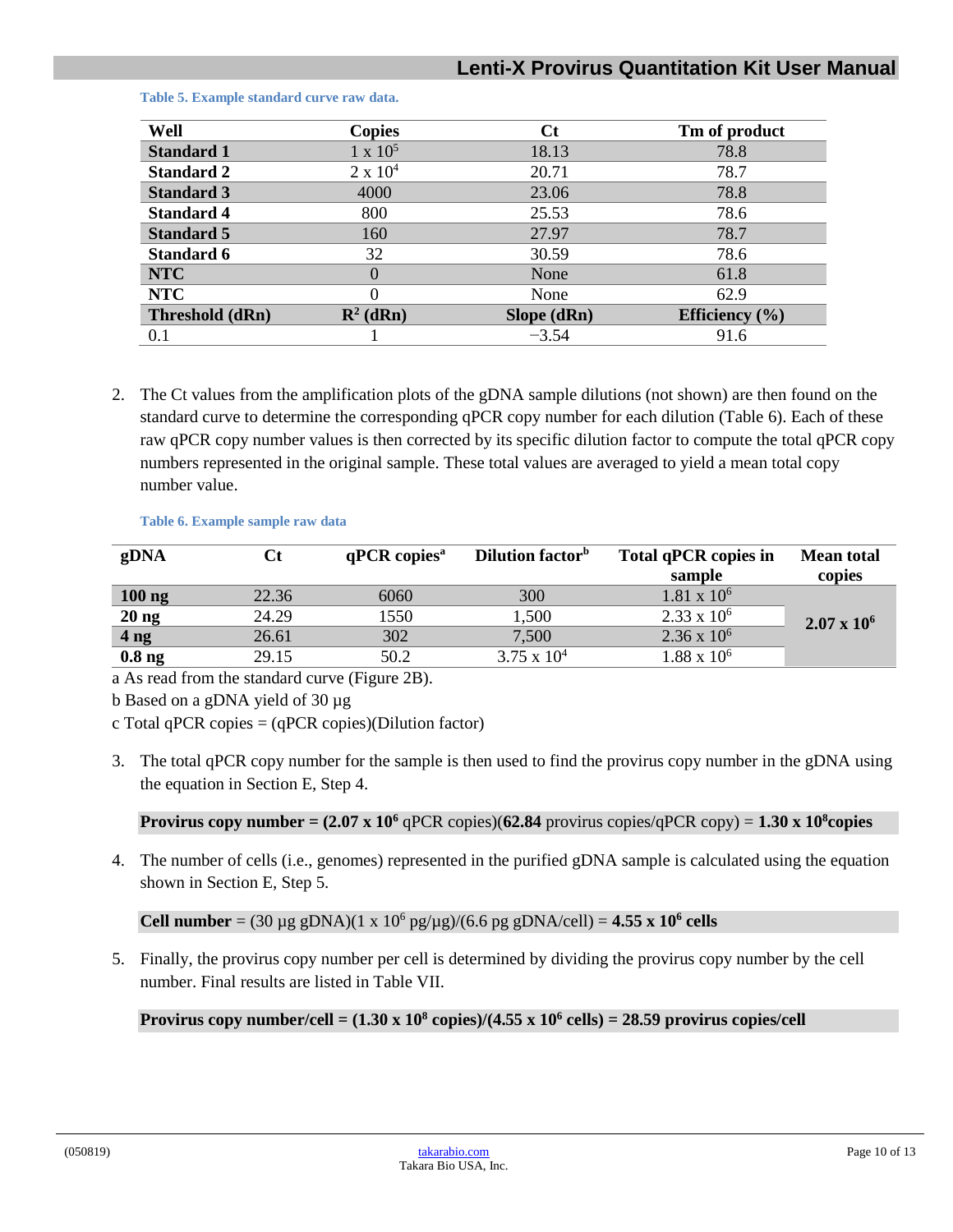**Table 5. Example standard curve raw data.**

| Well | Copies | Ct | Tm of product |
|---|---|---|---|
| **Standard 1** | $1 \times 10^5$ | 18.13 | 78.8 |
| **Standard 2** | $2 \times 10^4$ | 20.71 | 78.7 |
| **Standard 3** | 4000 | 23.06 | 78.8 |
| **Standard 4** | 800 | 25.53 | 78.6 |
| **Standard 5** | 160 | 27.97 | 78.7 |
| **Standard 6** | 32 | 30.59 | 78.6 |
| **NTC** | 0 | None | 61.8 |
| **NTC** | 0 | None | 62.9 |
| **Threshold (dRn)** | **$R^2$ (dRn)** | **Slope (dRn)** | **Efficiency (%)** |
| 0.1 | 1 | −3.54 | 91.6 |

2. The Ct values from the amplification plots of the gDNA sample dilutions (not shown) are then found on the standard curve to determine the corresponding qPCR copy number for each dilution (Table 6). Each of these raw qPCR copy number values is then corrected by its specific dilution factor to compute the total qPCR copy numbers represented in the original sample. These total values are averaged to yield a mean total copy number value.

**Table 6. Example sample raw data**

| gDNA | Ct | qPCR copies[a] | Dilution factor[b] | Total qPCR copies in sample | Mean total copies |
|---|---|---|---|---|---|
| **100 ng** | 22.36 | 6060 | 300 | $1.81 \times 10^6$ | **$2.07 \times 10^6$** |
| **20 ng** | 24.29 | 1550 | 1,500 | $2.33 \times 10^6$ | |
| **4 ng** | 26.61 | 302 | 7,500 | $2.36 \times 10^6$ | |
| **0.8 ng** | 29.15 | 50.2 | $3.75 \times 10^4$ | $1.88 \times 10^6$ | |

a As read from the standard curve (Figure 2B).

b Based on a gDNA yield of 30 µg

c Total qPCR copies = (qPCR copies)(Dilution factor)

3. The total qPCR copy number for the sample is then used to find the provirus copy number in the gDNA using the equation in Section E, Step 4.

**Provirus copy number = ($2.07 \times 10^6$** qPCR copies)(**62.84** provirus copies/qPCR copy) = **$1.30 \times 10^8$ copies**

4. The number of cells (i.e., genomes) represented in the purified gDNA sample is calculated using the equation shown in Section E, Step 5.

**Cell number** = (30 µg gDNA)($1 \times 10^6$ pg/µg)/(6.6 pg gDNA/cell) = **$4.55 \times 10^6$ cells**

5. Finally, the provirus copy number per cell is determined by dividing the provirus copy number by the cell number. Final results are listed in Table VII.

**Provirus copy number/cell = ($1.30 \times 10^8$ copies)/($4.55 \times 10^6$ cells) = 28.59 provirus copies/cell**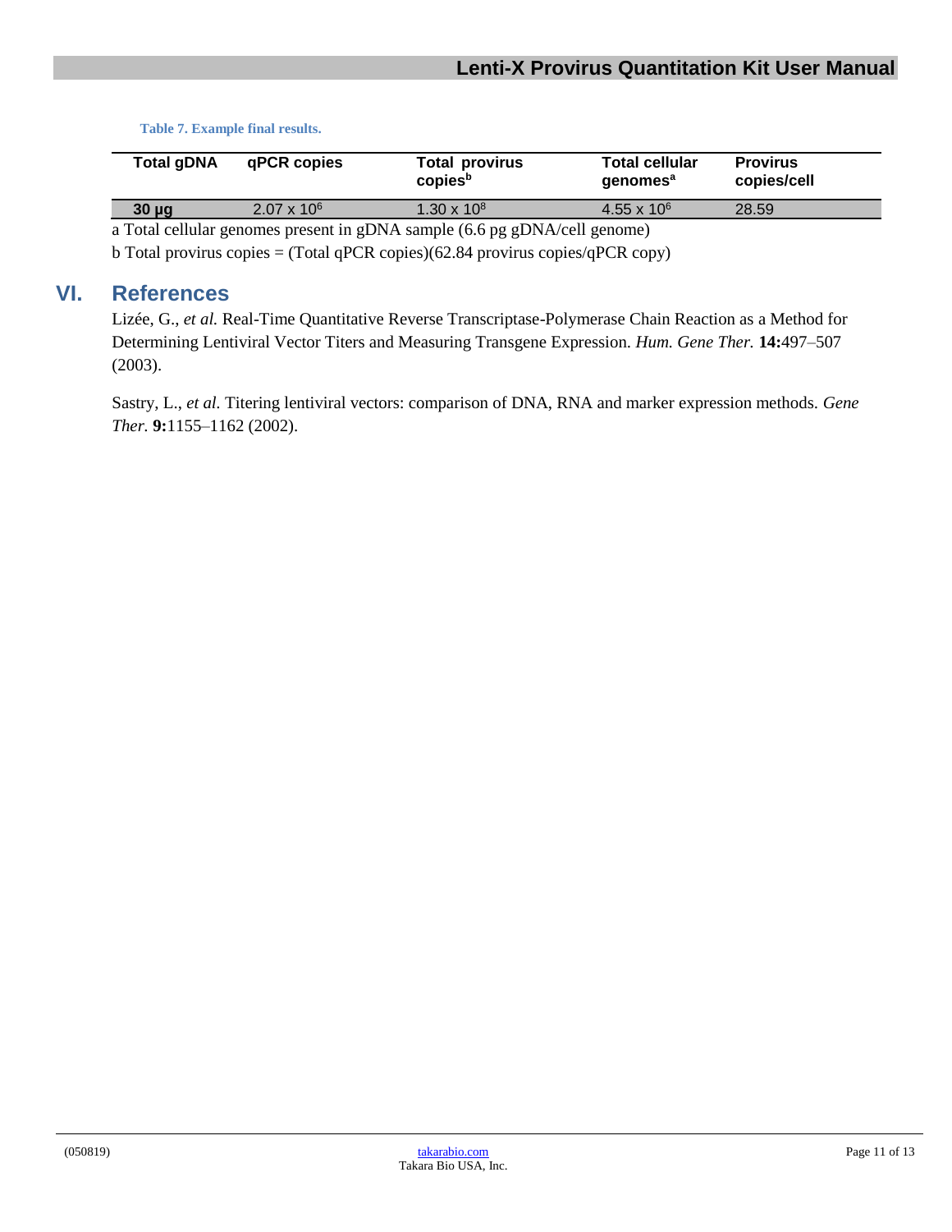**Table 7. Example final results.**

| Total gDNA | qPCR copies | Total provirus copies[b] | Total cellular genomes[a] | Provirus copies/cell |
|---|---|---|---|---|
| **30 µg** | $2.07 \times 10^6$ | $1.30 \times 10^8$ | $4.55 \times 10^6$ | 28.59 |

a Total cellular genomes present in gDNA sample (6.6 pg gDNA/cell genome)

b Total provirus copies = (Total qPCR copies)(62.84 provirus copies/qPCR copy)

## VI. References

Lizée, G., *et al.* Real-Time Quantitative Reverse Transcriptase-Polymerase Chain Reaction as a Method for Determining Lentiviral Vector Titers and Measuring Transgene Expression. *Hum. Gene Ther.* **14:**497–507 (2003).

Sastry, L., *et al.* Titering lentiviral vectors: comparison of DNA, RNA and marker expression methods. *Gene Ther.* **9:**1155–1162 (2002).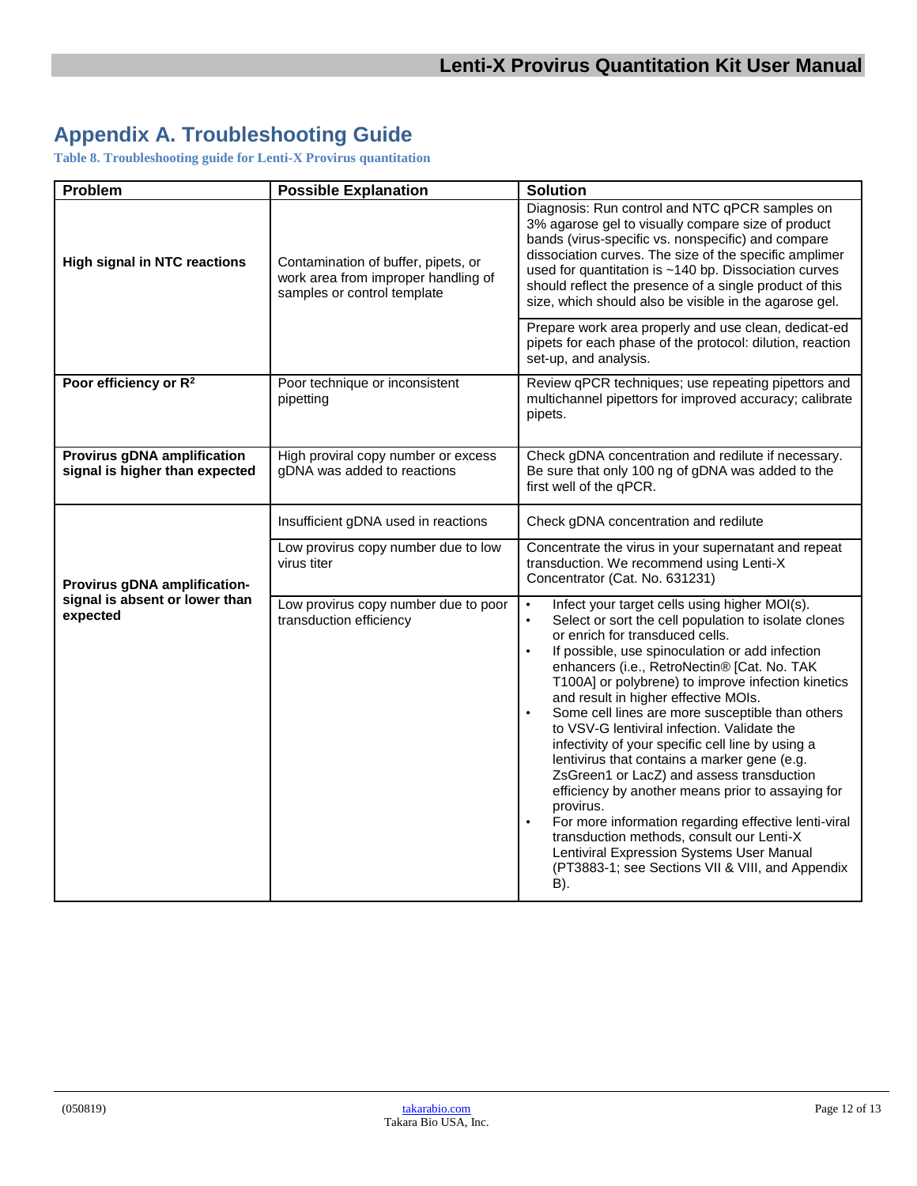# Appendix A. Troubleshooting Guide

**Table 8. Troubleshooting guide for Lenti-X Provirus quantitation**

| Problem | Possible Explanation | Solution |
|---|---|---|
| **High signal in NTC reactions** | Contamination of buffer, pipets, or work area from improper handling of samples or control template | Diagnosis: Run control and NTC qPCR samples on 3% agarose gel to visually compare size of product bands (virus-specific vs. nonspecific) and compare dissociation curves. The size of the specific amplimer used for quantitation is ~140 bp. Dissociation curves should reflect the presence of a single product of this size, which should also be visible in the agarose gel. |
| | | Prepare work area properly and use clean, dedicat-ed pipets for each phase of the protocol: dilution, reaction set-up, and analysis. |
| **Poor efficiency or $R^2$** | Poor technique or inconsistent pipetting | Review qPCR techniques; use repeating pipettors and multichannel pipettors for improved accuracy; calibrate pipets. |
| **Provirus gDNA amplification signal is higher than expected** | High proviral copy number or excess gDNA was added to reactions | Check gDNA concentration and redilute if necessary. Be sure that only 100 ng of gDNA was added to the first well of the qPCR. |
| **Provirus gDNA amplification-signal is absent or lower than expected** | Insufficient gDNA used in reactions | Check gDNA concentration and redilute |
| | Low provirus copy number due to low virus titer | Concentrate the virus in your supernatant and repeat transduction. We recommend using Lenti-X Concentrator (Cat. No. 631231) |
| | Low provirus copy number due to poor transduction efficiency | • Infect your target cells using higher MOI(s).<br>• Select or sort the cell population to isolate clones or enrich for transduced cells.<br>• If possible, use spinoculation or add infection enhancers (i.e., RetroNectin® [Cat. No. TAK T100A] or polybrene) to improve infection kinetics and result in higher effective MOIs.<br>• Some cell lines are more susceptible than others to VSV-G lentiviral infection. Validate the infectivity of your specific cell line by using a lentivirus that contains a marker gene (e.g. ZsGreen1 or LacZ) and assess transduction efficiency by another means prior to assaying for provirus.<br>• For more information regarding effective lenti-viral transduction methods, consult our Lenti-X Lentiviral Expression Systems User Manual (PT3883-1; see Sections VII & VIII, and Appendix B). |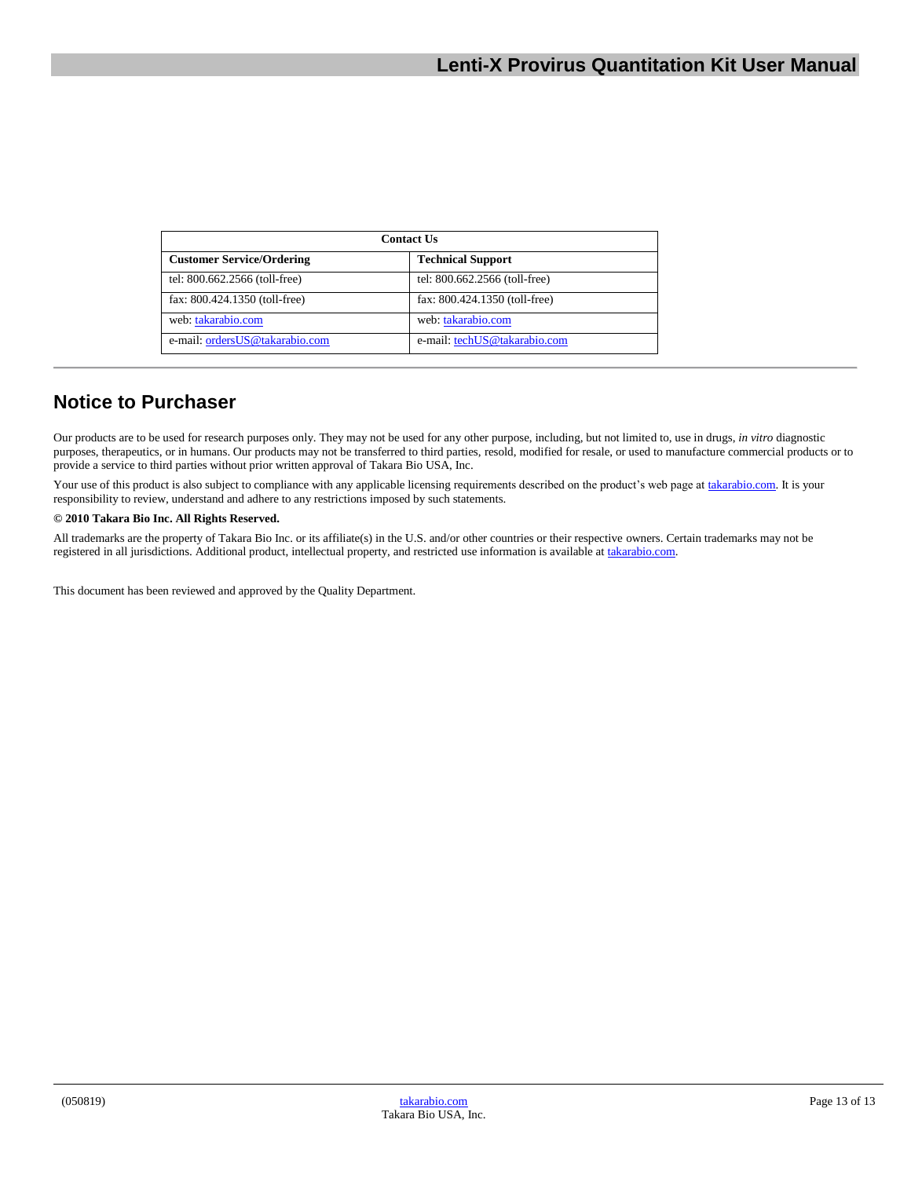| Contact Us | |
|---|---|
| **Customer Service/Ordering** | **Technical Support** |
| tel: 800.662.2566 (toll-free) | tel: 800.662.2566 (toll-free) |
| fax: 800.424.1350 (toll-free) | fax: 800.424.1350 (toll-free) |
| web: takarabio.com | web: takarabio.com |
| e-mail: ordersUS@takarabio.com | e-mail: techUS@takarabio.com |

## Notice to Purchaser

Our products are to be used for research purposes only. They may not be used for any other purpose, including, but not limited to, use in drugs, *in vitro* diagnostic purposes, therapeutics, or in humans. Our products may not be transferred to third parties, resold, modified for resale, or used to manufacture commercial products or to provide a service to third parties without prior written approval of Takara Bio USA, Inc.

Your use of this product is also subject to compliance with any applicable licensing requirements described on the product's web page at takarabio.com. It is your responsibility to review, understand and adhere to any restrictions imposed by such statements.

**© 2010 Takara Bio Inc. All Rights Reserved.**

All trademarks are the property of Takara Bio Inc. or its affiliate(s) in the U.S. and/or other countries or their respective owners. Certain trademarks may not be registered in all jurisdictions. Additional product, intellectual property, and restricted use information is available at takarabio.com.

This document has been reviewed and approved by the Quality Department.